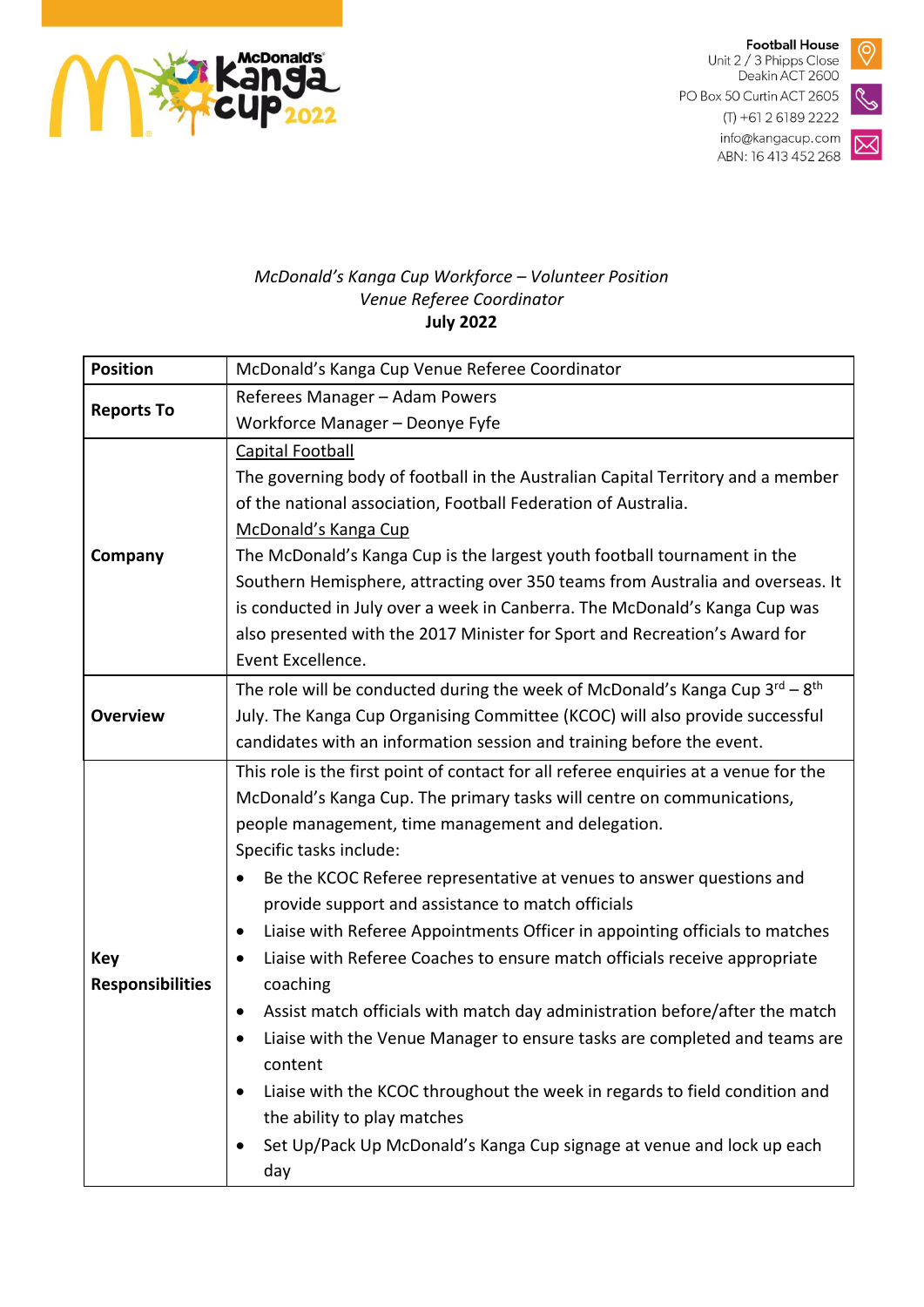Football House
Unit 2 / 3 Phipps Close
Deakin ACT 2600
PO Box 50 Curtin ACT 2605
(T) +61 2 6189 2222
info@kangacup.com
ABN: 16 413 452 268

*McDonald's Kanga Cup Workforce – Volunteer Position*
*Venue Referee Coordinator*
**July 2022**

| **Position** | McDonald's Kanga Cup Venue Referee Coordinator |
|---|---|
| **Reports To** | Referees Manager – Adam Powers<br>Workforce Manager – Deonye Fyfe |
| **Company** | Capital Football<br>The governing body of football in the Australian Capital Territory and a member of the national association, Football Federation of Australia.<br>McDonald's Kanga Cup<br>The McDonald's Kanga Cup is the largest youth football tournament in the Southern Hemisphere, attracting over 350 teams from Australia and overseas. It is conducted in July over a week in Canberra. The McDonald's Kanga Cup was also presented with the 2017 Minister for Sport and Recreation's Award for Event Excellence. |
| **Overview** | The role will be conducted during the week of McDonald's Kanga Cup 3rd – 8th July. The Kanga Cup Organising Committee (KCOC) will also provide successful candidates with an information session and training before the event. |
| **Key Responsibilities** | This role is the first point of contact for all referee enquiries at a venue for the McDonald's Kanga Cup. The primary tasks will centre on communications, people management, time management and delegation.<br>Specific tasks include:<br>• Be the KCOC Referee representative at venues to answer questions and provide support and assistance to match officials<br>• Liaise with Referee Appointments Officer in appointing officials to matches<br>• Liaise with Referee Coaches to ensure match officials receive appropriate coaching<br>• Assist match officials with match day administration before/after the match<br>• Liaise with the Venue Manager to ensure tasks are completed and teams are content<br>• Liaise with the KCOC throughout the week in regards to field condition and the ability to play matches<br>• Set Up/Pack Up McDonald's Kanga Cup signage at venue and lock up each day |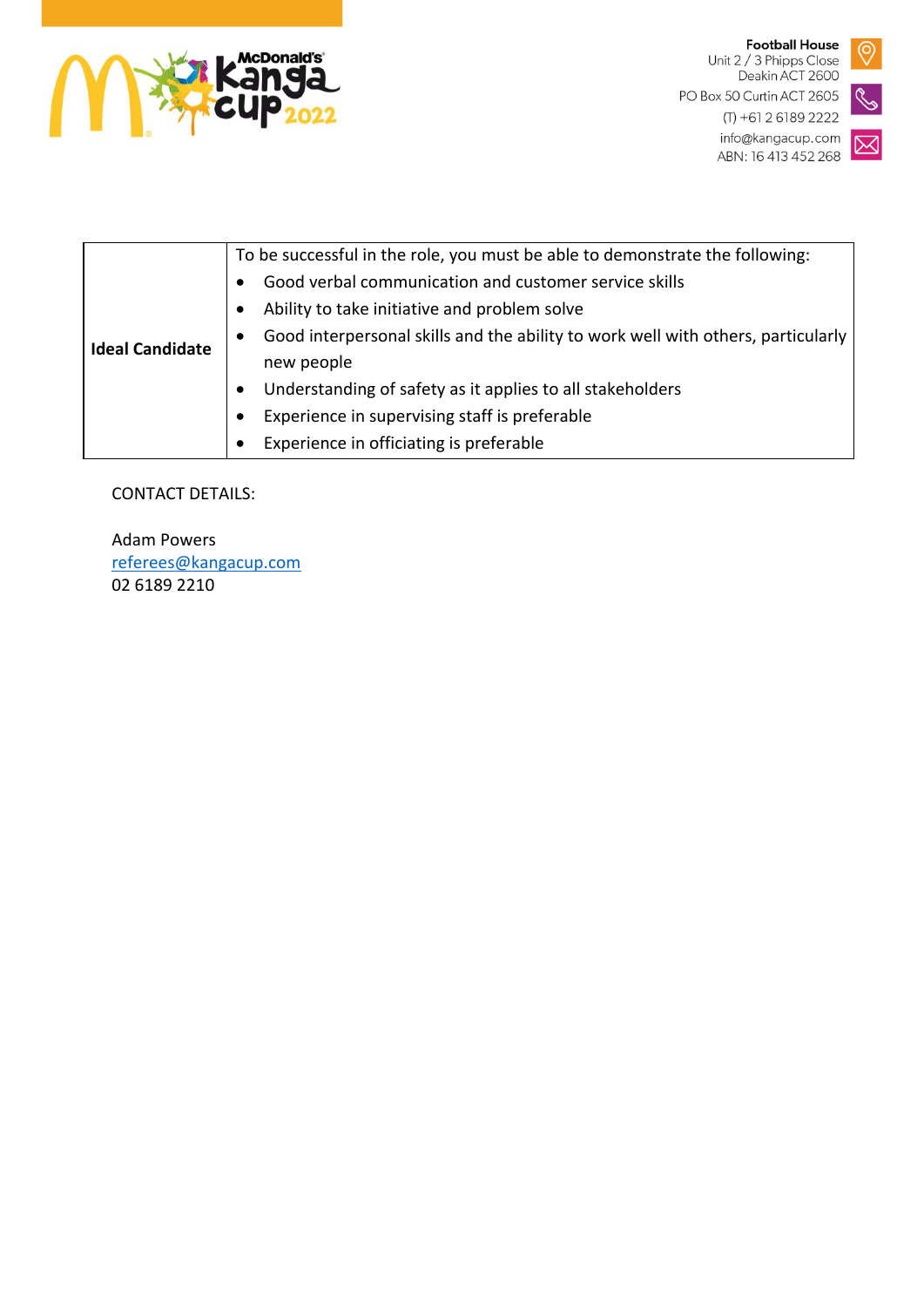| | |
|---|---|
| **Ideal Candidate** | To be successful in the role, you must be able to demonstrate the following:<br>• Good verbal communication and customer service skills<br>• Ability to take initiative and problem solve<br>• Good interpersonal skills and the ability to work well with others, particularly new people<br>• Understanding of safety as it applies to all stakeholders<br>• Experience in supervising staff is preferable<br>• Experience in officiating is preferable |

CONTACT DETAILS:

Adam Powers
[referees@kangacup.com](mailto:referees@kangacup.com)
02 6189 2210